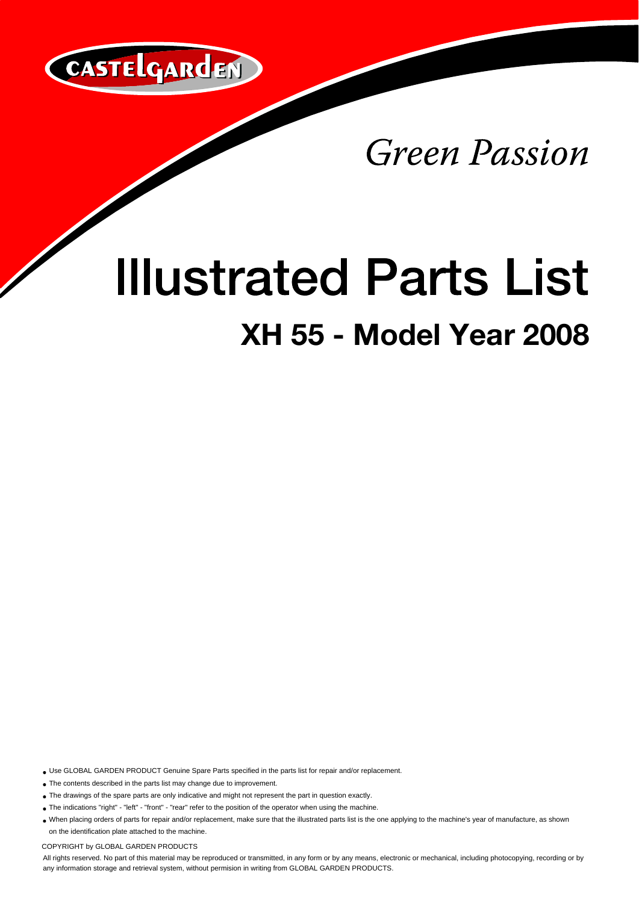CASTELGARDEN

*Green Passion*

# Illustrated Parts List

## XH 55 - Model Year 2008

- Use GLOBAL GARDEN PRODUCT Genuine Spare Parts specified in the parts list for repair and/or replacement.
- The contents described in the parts list may change due to improvement.
- The drawings of the spare parts are only indicative and might not represent the part in question exactly.
- The indications "right" - "left" - "front" - "rear" refer to the position of the operator when using the machine.
- When placing orders of parts for repair and/or replacement, make sure that the illustrated parts list is the one applying to the machine's year of manufacture, as shown on the identification plate attached to the machine.

COPYRIGHT by GLOBAL GARDEN PRODUCTS

All rights reserved. No part of this material may be reproduced or transmitted, in any form or by any means, electronic or mechanical, including photocopying, recording or by any information storage and retrieval system, without permision in writing from GLOBAL GARDEN PRODUCTS.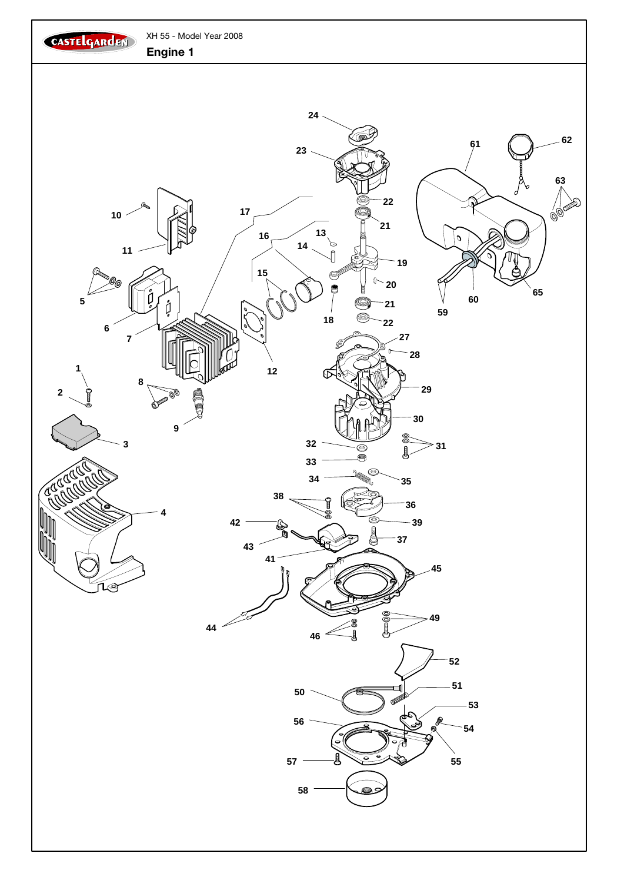XH 55 - Model Year 2008

# Engine 1

24 23 22 21 19 20 21 22 18 13 14 15 16 17 10 11 5 6 7 12 1 2 8 9 3 4 27 28 29 30 31 32 33 34 35 36 37 38 39 42 43 41 44 45 46 49 52 51 50 53 54 56 55 57 58 59 60 61 62 63 65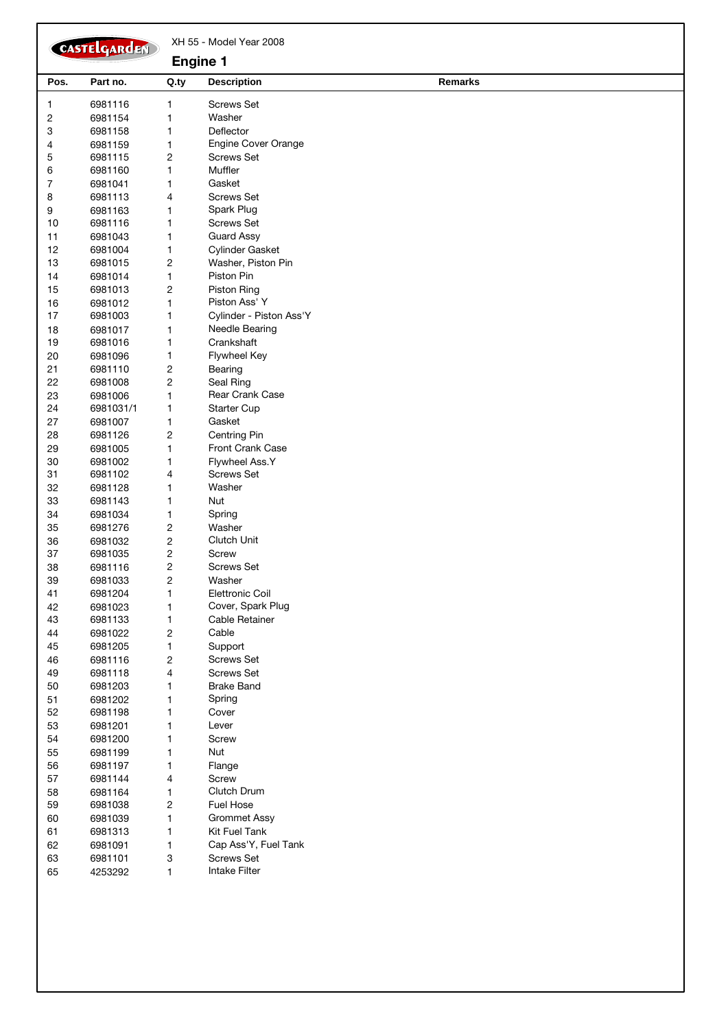CASTELGARDEN

XH 55 - Model Year 2008

## Engine 1

| Pos. | Part no. | Q.ty | Description | Remarks |
|---|---|---|---|---|
| 1 | 6981116 | 1 | Screws Set | |
| 2 | 6981154 | 1 | Washer | |
| 3 | 6981158 | 1 | Deflector | |
| 4 | 6981159 | 1 | Engine Cover Orange | |
| 5 | 6981115 | 2 | Screws Set | |
| 6 | 6981160 | 1 | Muffler | |
| 7 | 6981041 | 1 | Gasket | |
| 8 | 6981113 | 4 | Screws Set | |
| 9 | 6981163 | 1 | Spark Plug | |
| 10 | 6981116 | 1 | Screws Set | |
| 11 | 6981043 | 1 | Guard Assy | |
| 12 | 6981004 | 1 | Cylinder Gasket | |
| 13 | 6981015 | 2 | Washer, Piston Pin | |
| 14 | 6981014 | 1 | Piston Pin | |
| 15 | 6981013 | 2 | Piston Ring | |
| 16 | 6981012 | 1 | Piston Ass' Y | |
| 17 | 6981003 | 1 | Cylinder - Piston Ass'Y | |
| 18 | 6981017 | 1 | Needle Bearing | |
| 19 | 6981016 | 1 | Crankshaft | |
| 20 | 6981096 | 1 | Flywheel Key | |
| 21 | 6981110 | 2 | Bearing | |
| 22 | 6981008 | 2 | Seal Ring | |
| 23 | 6981006 | 1 | Rear Crank Case | |
| 24 | 6981031/1 | 1 | Starter Cup | |
| 27 | 6981007 | 1 | Gasket | |
| 28 | 6981126 | 2 | Centring Pin | |
| 29 | 6981005 | 1 | Front Crank Case | |
| 30 | 6981002 | 1 | Flywheel Ass.Y | |
| 31 | 6981102 | 4 | Screws Set | |
| 32 | 6981128 | 1 | Washer | |
| 33 | 6981143 | 1 | Nut | |
| 34 | 6981034 | 1 | Spring | |
| 35 | 6981276 | 2 | Washer | |
| 36 | 6981032 | 2 | Clutch Unit | |
| 37 | 6981035 | 2 | Screw | |
| 38 | 6981116 | 2 | Screws Set | |
| 39 | 6981033 | 2 | Washer | |
| 41 | 6981204 | 1 | Elettronic Coil | |
| 42 | 6981023 | 1 | Cover, Spark Plug | |
| 43 | 6981133 | 1 | Cable Retainer | |
| 44 | 6981022 | 2 | Cable | |
| 45 | 6981205 | 1 | Support | |
| 46 | 6981116 | 2 | Screws Set | |
| 49 | 6981118 | 4 | Screws Set | |
| 50 | 6981203 | 1 | Brake Band | |
| 51 | 6981202 | 1 | Spring | |
| 52 | 6981198 | 1 | Cover | |
| 53 | 6981201 | 1 | Lever | |
| 54 | 6981200 | 1 | Screw | |
| 55 | 6981199 | 1 | Nut | |
| 56 | 6981197 | 1 | Flange | |
| 57 | 6981144 | 4 | Screw | |
| 58 | 6981164 | 1 | Clutch Drum | |
| 59 | 6981038 | 2 | Fuel Hose | |
| 60 | 6981039 | 1 | Grommet Assy | |
| 61 | 6981313 | 1 | Kit Fuel Tank | |
| 62 | 6981091 | 1 | Cap Ass'Y, Fuel Tank | |
| 63 | 6981101 | 3 | Screws Set | |
| 65 | 4253292 | 1 | Intake Filter | |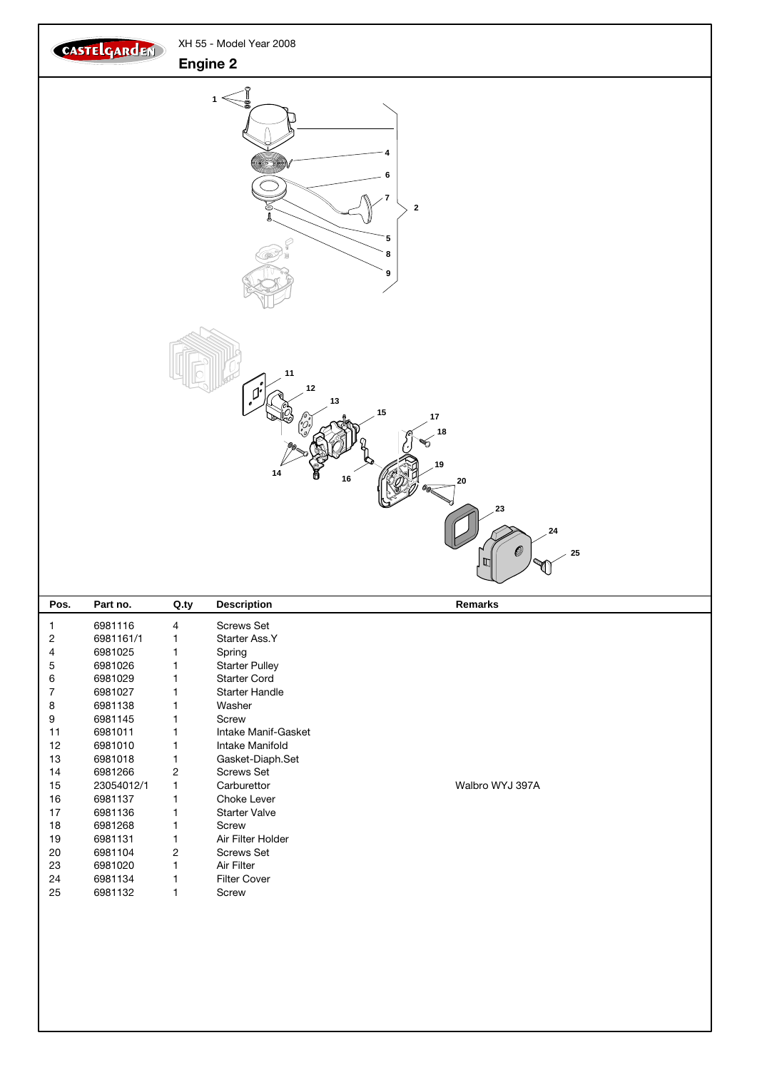XH 55 - Model Year 2008

## Engine 2

| Pos. | Part no. | Q.ty | Description | Remarks |
|---|---|---|---|---|
| 1 | 6981116 | 4 | Screws Set | |
| 2 | 6981161/1 | 1 | Starter Ass.Y | |
| 4 | 6981025 | 1 | Spring | |
| 5 | 6981026 | 1 | Starter Pulley | |
| 6 | 6981029 | 1 | Starter Cord | |
| 7 | 6981027 | 1 | Starter Handle | |
| 8 | 6981138 | 1 | Washer | |
| 9 | 6981145 | 1 | Screw | |
| 11 | 6981011 | 1 | Intake Manif-Gasket | |
| 12 | 6981010 | 1 | Intake Manifold | |
| 13 | 6981018 | 1 | Gasket-Diaph.Set | |
| 14 | 6981266 | 2 | Screws Set | |
| 15 | 23054012/1 | 1 | Carburettor | Walbro WYJ 397A |
| 16 | 6981137 | 1 | Choke Lever | |
| 17 | 6981136 | 1 | Starter Valve | |
| 18 | 6981268 | 1 | Screw | |
| 19 | 6981131 | 1 | Air Filter Holder | |
| 20 | 6981104 | 2 | Screws Set | |
| 23 | 6981020 | 1 | Air Filter | |
| 24 | 6981134 | 1 | Filter Cover | |
| 25 | 6981132 | 1 | Screw | |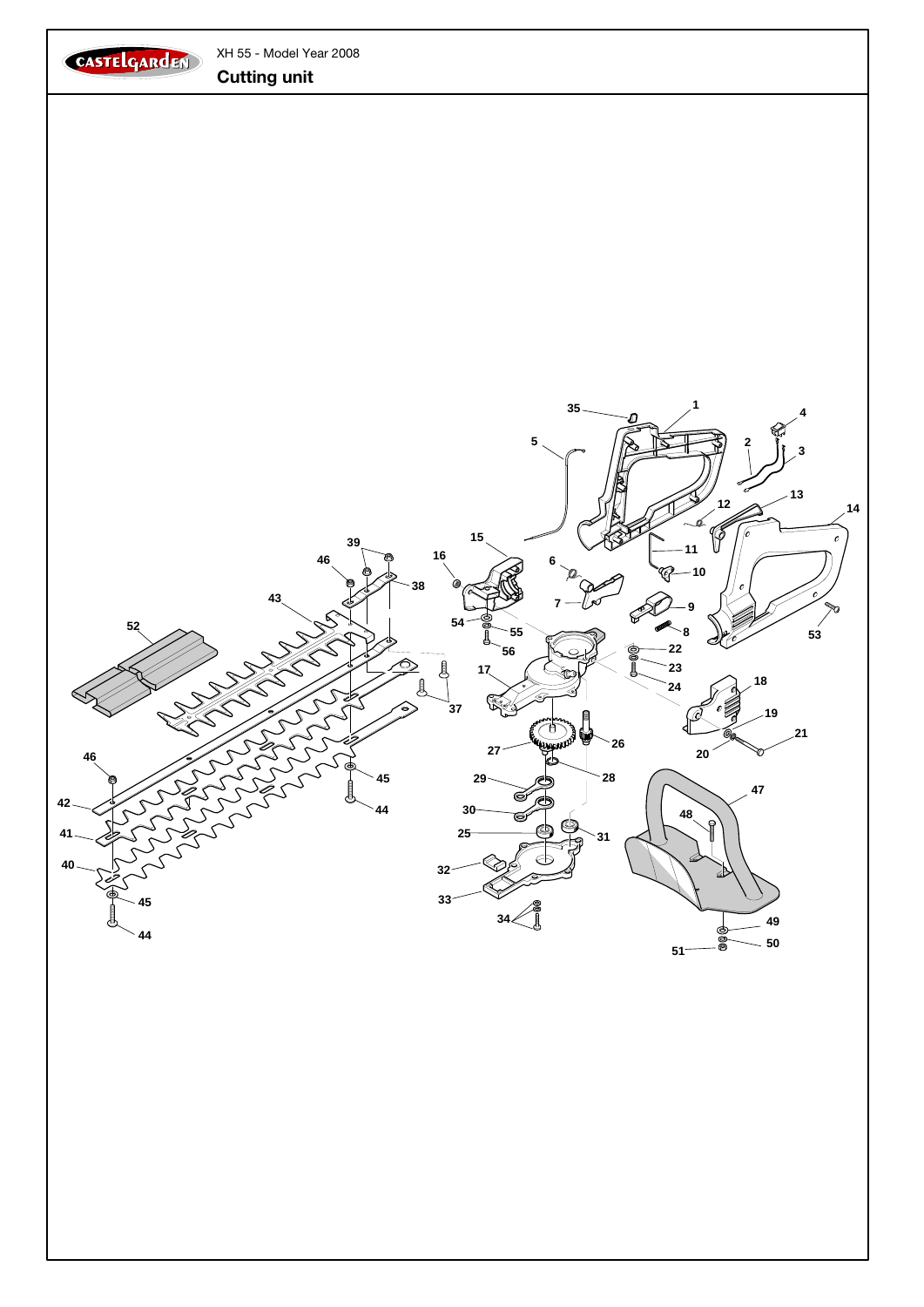XH 55 - Model Year 2008

## Cutting unit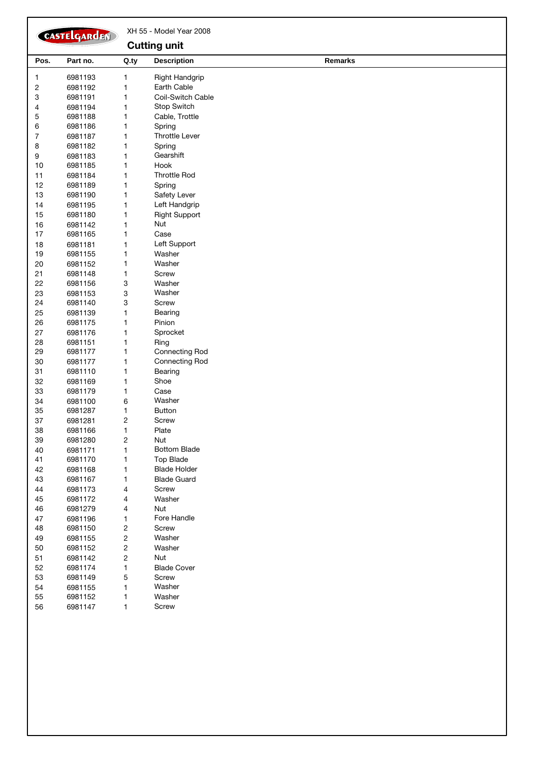XH 55 - Model Year 2008

## Cutting unit

| Pos. | Part no. | Q.ty | Description | Remarks |
|---|---|---|---|---|
| 1 | 6981193 | 1 | Right Handgrip | |
| 2 | 6981192 | 1 | Earth Cable | |
| 3 | 6981191 | 1 | Coil-Switch Cable | |
| 4 | 6981194 | 1 | Stop Switch | |
| 5 | 6981188 | 1 | Cable, Trottle | |
| 6 | 6981186 | 1 | Spring | |
| 7 | 6981187 | 1 | Throttle Lever | |
| 8 | 6981182 | 1 | Spring | |
| 9 | 6981183 | 1 | Gearshift | |
| 10 | 6981185 | 1 | Hook | |
| 11 | 6981184 | 1 | Throttle Rod | |
| 12 | 6981189 | 1 | Spring | |
| 13 | 6981190 | 1 | Safety Lever | |
| 14 | 6981195 | 1 | Left Handgrip | |
| 15 | 6981180 | 1 | Right Support | |
| 16 | 6981142 | 1 | Nut | |
| 17 | 6981165 | 1 | Case | |
| 18 | 6981181 | 1 | Left Support | |
| 19 | 6981155 | 1 | Washer | |
| 20 | 6981152 | 1 | Washer | |
| 21 | 6981148 | 1 | Screw | |
| 22 | 6981156 | 3 | Washer | |
| 23 | 6981153 | 3 | Washer | |
| 24 | 6981140 | 3 | Screw | |
| 25 | 6981139 | 1 | Bearing | |
| 26 | 6981175 | 1 | Pinion | |
| 27 | 6981176 | 1 | Sprocket | |
| 28 | 6981151 | 1 | Ring | |
| 29 | 6981177 | 1 | Connecting Rod | |
| 30 | 6981177 | 1 | Connecting Rod | |
| 31 | 6981110 | 1 | Bearing | |
| 32 | 6981169 | 1 | Shoe | |
| 33 | 6981179 | 1 | Case | |
| 34 | 6981100 | 6 | Washer | |
| 35 | 6981287 | 1 | Button | |
| 37 | 6981281 | 2 | Screw | |
| 38 | 6981166 | 1 | Plate | |
| 39 | 6981280 | 2 | Nut | |
| 40 | 6981171 | 1 | Bottom Blade | |
| 41 | 6981170 | 1 | Top Blade | |
| 42 | 6981168 | 1 | Blade Holder | |
| 43 | 6981167 | 1 | Blade Guard | |
| 44 | 6981173 | 4 | Screw | |
| 45 | 6981172 | 4 | Washer | |
| 46 | 6981279 | 4 | Nut | |
| 47 | 6981196 | 1 | Fore Handle | |
| 48 | 6981150 | 2 | Screw | |
| 49 | 6981155 | 2 | Washer | |
| 50 | 6981152 | 2 | Washer | |
| 51 | 6981142 | 2 | Nut | |
| 52 | 6981174 | 1 | Blade Cover | |
| 53 | 6981149 | 5 | Screw | |
| 54 | 6981155 | 1 | Washer | |
| 55 | 6981152 | 1 | Washer | |
| 56 | 6981147 | 1 | Screw | |